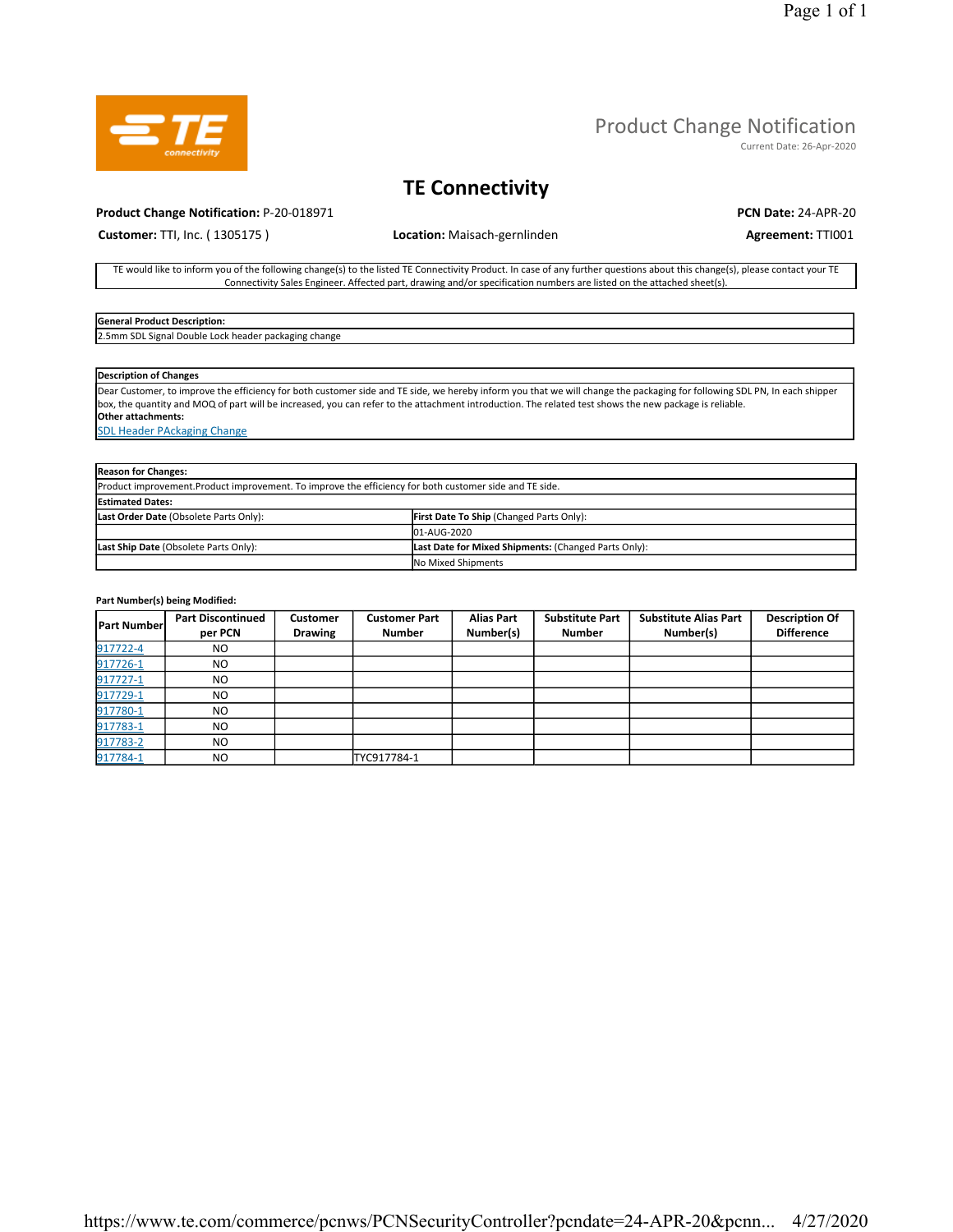# Product Change Notification

Current Date: 26-Apr-2020

## TE Connectivity

**Product Change Notification:** P-20-018971

**PCN Date:** 24-APR-20

**Customer:** TTI, Inc. ( 1305175 )

**Location:** Maisach-gernlinden

**Agreement:** TTI001

TE would like to inform you of the following change(s) to the listed TE Connectivity Product. In case of any further questions about this change(s), please contact your TE Connectivity Sales Engineer. Affected part, drawing and/or specification numbers are listed on the attached sheet(s).

| **General Product Description:** |
| --- |
| 2.5mm SDL Signal Double Lock header packaging change |

| **Description of Changes** |
| --- |
| Dear Customer, to improve the efficiency for both customer side and TE side, we hereby inform you that we will change the packaging for following SDL PN, In each shipper box, the quantity and MOQ of part will be increased, you can refer to the attachment introduction. The related test shows the new package is reliable. |
| **Other attachments:** |
| SDL Header PAckaging Change |

| **Reason for Changes:** | |
| --- | --- |
| Product improvement.Product improvement. To improve the efficiency for both customer side and TE side. | |
| **Estimated Dates:** | |
| **Last Order Date** (Obsolete Parts Only): | **First Date To Ship** (Changed Parts Only): |
| | 01-AUG-2020 |
| **Last Ship Date** (Obsolete Parts Only): | **Last Date for Mixed Shipments:** (Changed Parts Only): |
| | No Mixed Shipments |

**Part Number(s) being Modified:**

| Part Number | Part Discontinued per PCN | Customer Drawing | Customer Part Number | Alias Part Number(s) | Substitute Part Number | Substitute Alias Part Number(s) | Description Of Difference |
| --- | --- | --- | --- | --- | --- | --- | --- |
| 917722-4 | NO | | | | | | |
| 917726-1 | NO | | | | | | |
| 917727-1 | NO | | | | | | |
| 917729-1 | NO | | | | | | |
| 917780-1 | NO | | | | | | |
| 917783-1 | NO | | | | | | |
| 917783-2 | NO | | | | | | |
| 917784-1 | NO | | TYC917784-1 | | | | |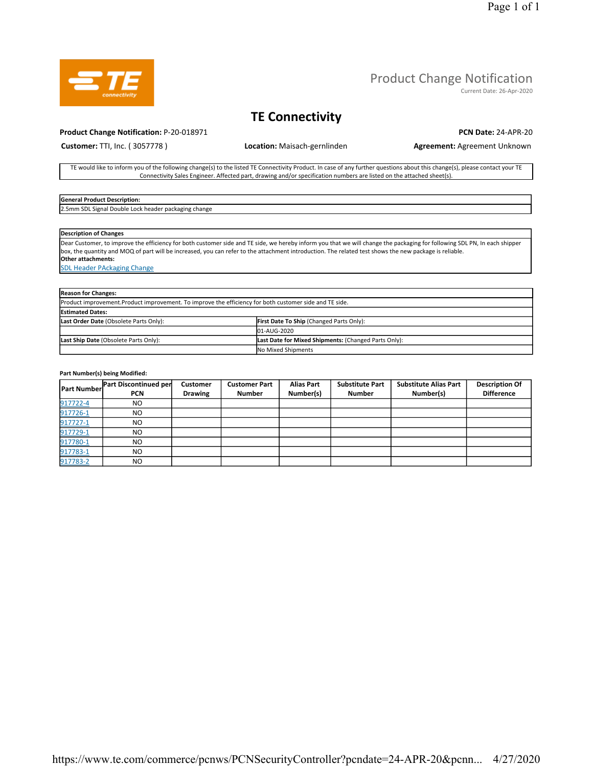# Product Change Notification

Current Date: 26-Apr-2020

## TE Connectivity

**Product Change Notification:** P-20-018971

**PCN Date:** 24-APR-20

**Customer:** TTI, Inc. ( 3057778 )

**Location:** Maisach-gernlinden

**Agreement:** Agreement Unknown

TE would like to inform you of the following change(s) to the listed TE Connectivity Product. In case of any further questions about this change(s), please contact your TE Connectivity Sales Engineer. Affected part, drawing and/or specification numbers are listed on the attached sheet(s).

| **General Product Description:** |
|---|
| 2.5mm SDL Signal Double Lock header packaging change |

| **Description of Changes** |
|---|
| Dear Customer, to improve the efficiency for both customer side and TE side, we hereby inform you that we will change the packaging for following SDL PN, In each shipper box, the quantity and MOQ of part will be increased, you can refer to the attachment introduction. The related test shows the new package is reliable.<br>**Other attachments:**<br>SDL Header PAckaging Change |

| **Reason for Changes:** | |
|---|---|
| Product improvement.Product improvement. To improve the efficiency for both customer side and TE side. | |
| **Estimated Dates:** | |
| **Last Order Date** (Obsolete Parts Only): | **First Date To Ship** (Changed Parts Only): |
| | 01-AUG-2020 |
| **Last Ship Date** (Obsolete Parts Only): | **Last Date for Mixed Shipments:** (Changed Parts Only): |
| | No Mixed Shipments |

**Part Number(s) being Modified:**

| Part Number | Part Discontinued per PCN | Customer Drawing | Customer Part Number | Alias Part Number(s) | Substitute Part Number | Substitute Alias Part Number(s) | Description Of Difference |
|---|---|---|---|---|---|---|---|
| 917722-4 | NO | | | | | | |
| 917726-1 | NO | | | | | | |
| 917727-1 | NO | | | | | | |
| 917729-1 | NO | | | | | | |
| 917780-1 | NO | | | | | | |
| 917783-1 | NO | | | | | | |
| 917783-2 | NO | | | | | | |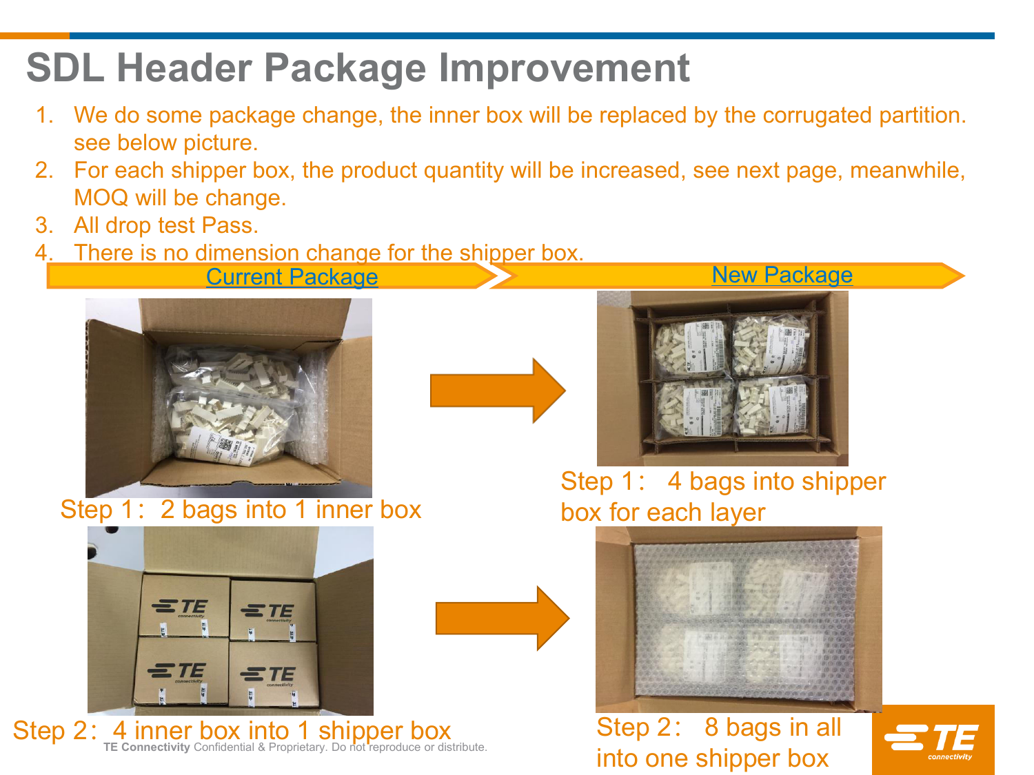# SDL Header Package Improvement

1. We do some package change, the inner box will be replaced by the corrugated partition. see below picture.
2. For each shipper box, the product quantity will be increased, see next page, meanwhile, MOQ will be change.
3. All drop test Pass.
4. There is no dimension change for the shipper box.

**Current Package**

Step 1：2 bags into 1 inner box

Step 2：4 inner box into 1 shipper box

**New Package**

Step 1： 4 bags into shipper box for each layer

Step 2： 8 bags in all into one shipper box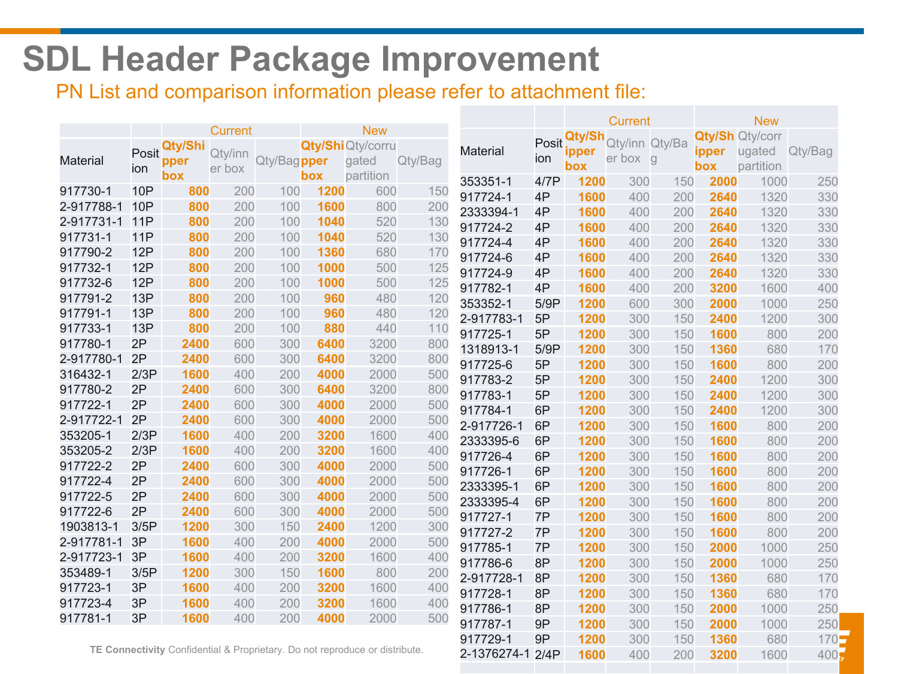# SDL Header Package Improvement

PN List and comparison information please refer to attachment file:

| | | Current | | | New | | |
|---|---|---|---|---|---|---|---|
| Material | Position | Qty/Shipper box | Qty/inner box | Qty/Bag | Qty/Shipper box | Qty/corrugated partition | Qty/Bag |
| 917730-1 | 10P | 800 | 200 | 100 | 1200 | 600 | 150 |
| 2-917788-1 | 10P | 800 | 200 | 100 | 1600 | 800 | 200 |
| 2-917731-1 | 11P | 800 | 200 | 100 | 1040 | 520 | 130 |
| 917731-1 | 11P | 800 | 200 | 100 | 1040 | 520 | 130 |
| 917790-2 | 12P | 800 | 200 | 100 | 1360 | 680 | 170 |
| 917732-1 | 12P | 800 | 200 | 100 | 1000 | 500 | 125 |
| 917732-6 | 12P | 800 | 200 | 100 | 1000 | 500 | 125 |
| 917791-2 | 13P | 800 | 200 | 100 | 960 | 480 | 120 |
| 917791-1 | 13P | 800 | 200 | 100 | 960 | 480 | 120 |
| 917733-1 | 13P | 800 | 200 | 100 | 880 | 440 | 110 |
| 917780-1 | 2P | 2400 | 600 | 300 | 6400 | 3200 | 800 |
| 2-917780-1 | 2P | 2400 | 600 | 300 | 6400 | 3200 | 800 |
| 316432-1 | 2/3P | 1600 | 400 | 200 | 4000 | 2000 | 500 |
| 917780-2 | 2P | 2400 | 600 | 300 | 6400 | 3200 | 800 |
| 917722-1 | 2P | 2400 | 600 | 300 | 4000 | 2000 | 500 |
| 2-917722-1 | 2P | 2400 | 600 | 300 | 4000 | 2000 | 500 |
| 353205-1 | 2/3P | 1600 | 400 | 200 | 3200 | 1600 | 400 |
| 353205-2 | 2/3P | 1600 | 400 | 200 | 3200 | 1600 | 400 |
| 917722-2 | 2P | 2400 | 600 | 300 | 4000 | 2000 | 500 |
| 917722-4 | 2P | 2400 | 600 | 300 | 4000 | 2000 | 500 |
| 917722-5 | 2P | 2400 | 600 | 300 | 4000 | 2000 | 500 |
| 917722-6 | 2P | 2400 | 600 | 300 | 4000 | 2000 | 500 |
| 1903813-1 | 3/5P | 1200 | 300 | 150 | 2400 | 1200 | 300 |
| 2-917781-1 | 3P | 1600 | 400 | 200 | 4000 | 2000 | 500 |
| 2-917723-1 | 3P | 1600 | 400 | 200 | 3200 | 1600 | 400 |
| 353489-1 | 3/5P | 1200 | 300 | 150 | 1600 | 800 | 200 |
| 917723-1 | 3P | 1600 | 400 | 200 | 3200 | 1600 | 400 |
| 917723-4 | 3P | 1600 | 400 | 200 | 3200 | 1600 | 400 |
| 917781-1 | 3P | 1600 | 400 | 200 | 4000 | 2000 | 500 |

| | | Current | | | New | | |
|---|---|---|---|---|---|---|---|
| Material | Position | Qty/Shipper box | Qty/inner box | Qty/Bag | Qty/Shipper box | Qty/corrugated partition | Qty/Bag |
| 353351-1 | 4/7P | 1200 | 300 | 150 | 2000 | 1000 | 250 |
| 917724-1 | 4P | 1600 | 400 | 200 | 2640 | 1320 | 330 |
| 2333394-1 | 4P | 1600 | 400 | 200 | 2640 | 1320 | 330 |
| 917724-2 | 4P | 1600 | 400 | 200 | 2640 | 1320 | 330 |
| 917724-4 | 4P | 1600 | 400 | 200 | 2640 | 1320 | 330 |
| 917724-6 | 4P | 1600 | 400 | 200 | 2640 | 1320 | 330 |
| 917724-9 | 4P | 1600 | 400 | 200 | 2640 | 1320 | 330 |
| 917782-1 | 4P | 1600 | 400 | 200 | 3200 | 1600 | 400 |
| 353352-1 | 5/9P | 1200 | 600 | 300 | 2000 | 1000 | 250 |
| 2-917783-1 | 5P | 1200 | 300 | 150 | 2400 | 1200 | 300 |
| 917725-1 | 5P | 1200 | 300 | 150 | 1600 | 800 | 200 |
| 1318913-1 | 5/9P | 1200 | 300 | 150 | 1360 | 680 | 170 |
| 917725-6 | 5P | 1200 | 300 | 150 | 1600 | 800 | 200 |
| 917783-2 | 5P | 1200 | 300 | 150 | 2400 | 1200 | 300 |
| 917783-1 | 5P | 1200 | 300 | 150 | 2400 | 1200 | 300 |
| 917784-1 | 6P | 1200 | 300 | 150 | 2400 | 1200 | 300 |
| 2-917726-1 | 6P | 1200 | 300 | 150 | 1600 | 800 | 200 |
| 2333395-6 | 6P | 1200 | 300 | 150 | 1600 | 800 | 200 |
| 917726-4 | 6P | 1200 | 300 | 150 | 1600 | 800 | 200 |
| 917726-1 | 6P | 1200 | 300 | 150 | 1600 | 800 | 200 |
| 2333395-1 | 6P | 1200 | 300 | 150 | 1600 | 800 | 200 |
| 2333395-4 | 6P | 1200 | 300 | 150 | 1600 | 800 | 200 |
| 917727-1 | 7P | 1200 | 300 | 150 | 1600 | 800 | 200 |
| 917727-2 | 7P | 1200 | 300 | 150 | 1600 | 800 | 200 |
| 917785-1 | 7P | 1200 | 300 | 150 | 2000 | 1000 | 250 |
| 917786-6 | 8P | 1200 | 300 | 150 | 2000 | 1000 | 250 |
| 2-917728-1 | 8P | 1200 | 300 | 150 | 1360 | 680 | 170 |
| 917728-1 | 8P | 1200 | 300 | 150 | 1360 | 680 | 170 |
| 917786-1 | 8P | 1200 | 300 | 150 | 2000 | 1000 | 250 |
| 917787-1 | 9P | 1200 | 300 | 150 | 2000 | 1000 | 250 |
| 917729-1 | 9P | 1200 | 300 | 150 | 1360 | 680 | 170 |
| 2-1376274-1 | 2/4P | 1600 | 400 | 200 | 3200 | 1600 | 400 |

**TE Connectivity** Confidential & Proprietary. Do not reproduce or distribute.